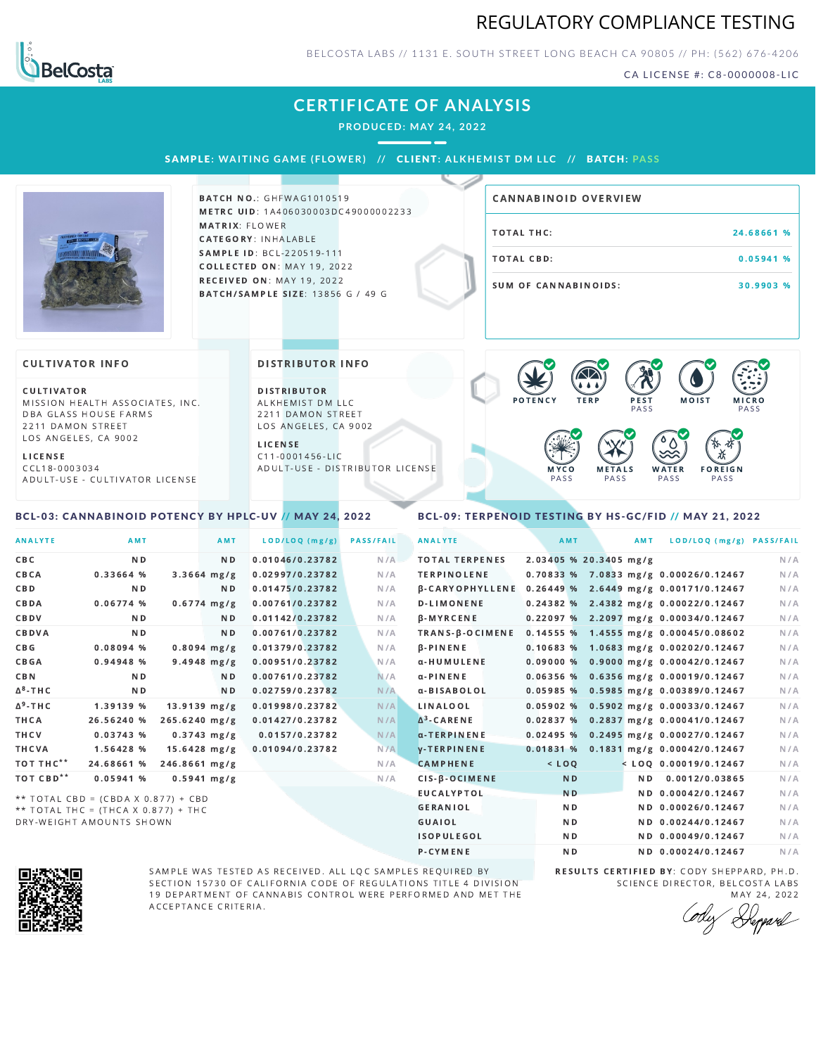# REGULATORY COMPLIANCE TESTING

BELCOSTA LABS // 1131 E. SOUTH STREET LONG BEACH CA 90805 // PH: (562) 676-4206

CA LICENSE #: C8-0000008-LIC

## CERTIFICATE OF ANALYSIS

**PRODUCED: MAY 24, 2022**

**SAMPLE:** WAITING GAME (FLOWER) // **CLIENT:** ALKHEMIST DM LLC // **BATCH:** PASS

**BATCH NO.:** GHFWAG1010519
**METRC UID:** 1A406030003DC49000002233
**MATRIX:** FLOWER
**CATEGORY:** INHALABLE
**SAMPLE ID:** BCL-220519-111
**COLLECTED ON:** MAY 19, 2022
**RECEIVED ON:** MAY 19, 2022
**BATCH/SAMPLE SIZE:** 13856 G / 49 G

### CANNABINOID OVERVIEW

| | |
|---|---|
| TOTAL THC: | 24.68661 % |
| TOTAL CBD: | 0.05941 % |
| SUM OF CANNABINOIDS: | 30.9903 % |

### CULTIVATOR INFO

**CULTIVATOR**
MISSION HEALTH ASSOCIATES, INC.
DBA GLASS HOUSE FARMS
2211 DAMON STREET
LOS ANGELES, CA 9002

**LICENSE**
CCL18-0003034
ADULT-USE - CULTIVATOR LICENSE

### DISTRIBUTOR INFO

**DISTRIBUTOR**
ALKHEMIST DM LLC
2211 DAMON STREET
LOS ANGELES, CA 9002

**LICENSE**
C11-0001456-LIC
ADULT-USE - DISTRIBUTOR LICENSE

POTENCY | TERP | PEST PASS | MOIST | MICRO PASS
MYCO PASS | METALS PASS | WATER PASS | FOREIGN PASS

### BCL-03: CANNABINOID POTENCY BY HPLC-UV // MAY 24, 2022

| ANALYTE | AMT | AMT | LOD/LOQ (mg/g) | PASS/FAIL |
|---|---|---|---|---|
| CBC | ND | ND | 0.01046/0.23782 | N/A |
| CBCA | 0.33664 % | 3.3664 mg/g | 0.02997/0.23782 | N/A |
| CBD | ND | ND | 0.01475/0.23782 | N/A |
| CBDA | 0.06774 % | 0.6774 mg/g | 0.00761/0.23782 | N/A |
| CBDV | ND | ND | 0.01142/0.23782 | N/A |
| CBDVA | ND | ND | 0.00761/0.23782 | N/A |
| CBG | 0.08094 % | 0.8094 mg/g | 0.01379/0.23782 | N/A |
| CBGA | 0.94948 % | 9.4948 mg/g | 0.00951/0.23782 | N/A |
| CBN | ND | ND | 0.00761/0.23782 | N/A |
| Δ8-THC | ND | ND | 0.02759/0.23782 | N/A |
| Δ9-THC | 1.39139 % | 13.9139 mg/g | 0.01998/0.23782 | N/A |
| THCA | 26.56240 % | 265.6240 mg/g | 0.01427/0.23782 | N/A |
| THCV | 0.03743 % | 0.3743 mg/g | 0.0157/0.23782 | N/A |
| THCVA | 1.56428 % | 15.6428 mg/g | 0.01094/0.23782 | N/A |
| TOT THC** | 24.68661 % | 246.8661 mg/g | | N/A |
| TOT CBD** | 0.05941 % | 0.5941 mg/g | | N/A |

** TOTAL CBD = (CBDA X 0.877) + CBD
** TOTAL THC = (THCA X 0.877) + THC
DRY-WEIGHT AMOUNTS SHOWN

### BCL-09: TERPENOID TESTING BY HS-GC/FID // MAY 21, 2022

| ANALYTE | AMT | AMT | LOD/LOQ (mg/g) | PASS/FAIL |
|---|---|---|---|---|
| TOTAL TERPENES | 2.03405 % | 20.3405 mg/g | | N/A |
| TERPINOLENE | 0.70833 % | 7.0833 mg/g | 0.00026/0.12467 | N/A |
| β-CARYOPHYLLENE | 0.26449 % | 2.6449 mg/g | 0.00171/0.12467 | N/A |
| D-LIMONENE | 0.24382 % | 2.4382 mg/g | 0.00022/0.12467 | N/A |
| β-MYRCENE | 0.22097 % | 2.2097 mg/g | 0.00034/0.12467 | N/A |
| TRANS-β-OCIMENE | 0.14555 % | 1.4555 mg/g | 0.00045/0.08602 | N/A |
| β-PINENE | 0.10683 % | 1.0683 mg/g | 0.00202/0.12467 | N/A |
| α-HUMULENE | 0.09000 % | 0.9000 mg/g | 0.00042/0.12467 | N/A |
| α-PINENE | 0.06356 % | 0.6356 mg/g | 0.00019/0.12467 | N/A |
| α-BISABOLOL | 0.05985 % | 0.5985 mg/g | 0.00389/0.12467 | N/A |
| LINALOOL | 0.05902 % | 0.5902 mg/g | 0.00033/0.12467 | N/A |
| Δ3-CARENE | 0.02837 % | 0.2837 mg/g | 0.00041/0.12467 | N/A |
| α-TERPINENE | 0.02495 % | 0.2495 mg/g | 0.00027/0.12467 | N/A |
| γ-TERPINENE | 0.01831 % | 0.1831 mg/g | 0.00042/0.12467 | N/A |
| CAMPHENE | < LOQ | < LOQ | 0.00019/0.12467 | N/A |
| CIS-β-OCIMENE | ND | ND | 0.0012/0.03865 | N/A |
| EUCALYPTOL | ND | ND | 0.00042/0.12467 | N/A |
| GERANIOL | ND | ND | 0.00026/0.12467 | N/A |
| GUAIOL | ND | ND | 0.00244/0.12467 | N/A |
| ISOPULEGOL | ND | ND | 0.00049/0.12467 | N/A |
| P-CYMENE | ND | ND | 0.00024/0.12467 | N/A |

SAMPLE WAS TESTED AS RECEIVED. ALL LQC SAMPLES REQUIRED BY SECTION 15730 OF CALIFORNIA CODE OF REGULATIONS TITLE 4 DIVISION 19 DEPARTMENT OF CANNABIS CONTROL WERE PERFORMED AND MET THE ACCEPTANCE CRITERIA.

**RESULTS CERTIFIED BY:** CODY SHEPPARD, PH.D.
SCIENCE DIRECTOR, BELCOSTA LABS
MAY 24, 2022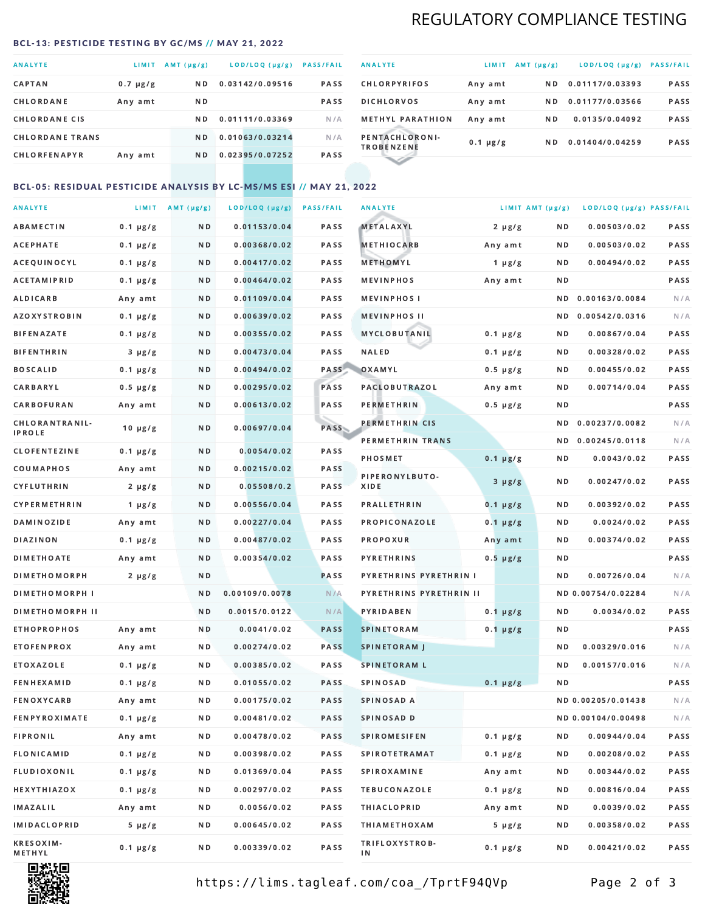# REGULATORY COMPLIANCE TESTING

## BCL-13: PESTICIDE TESTING BY GC/MS // MAY 21, 2022

| ANALYTE | LIMIT | AMT (μg/g) | LOD/LOQ (μg/g) | PASS/FAIL |
|---|---|---|---|---|
| CAPTAN | 0.7 μg/g | ND | 0.03142/0.09516 | PASS |
| CHLORDANE | Any amt | ND | | PASS |
| CHLORDANE CIS | | ND | 0.01111/0.03369 | N/A |
| CHLORDANE TRANS | | ND | 0.01063/0.03214 | N/A |
| CHLORFENAPYR | Any amt | ND | 0.02395/0.07252 | PASS |
| CHLORPYRIFOS | Any amt | ND | 0.01117/0.03393 | PASS |
| DICHLORVOS | Any amt | ND | 0.01177/0.03566 | PASS |
| METHYL PARATHION | Any amt | ND | 0.0135/0.04092 | PASS |
| PENTACHLORONITROBENZENE | 0.1 μg/g | ND | 0.01404/0.04259 | PASS |

## BCL-05: RESIDUAL PESTICIDE ANALYSIS BY LC-MS/MS ESI // MAY 21, 2022

| ANALYTE | LIMIT | AMT (μg/g) | LOD/LOQ (μg/g) | PASS/FAIL |
|---|---|---|---|---|
| ABAMECTIN | 0.1 μg/g | ND | 0.01153/0.04 | PASS |
| ACEPHATE | 0.1 μg/g | ND | 0.00368/0.02 | PASS |
| ACEQUINOCYL | 0.1 μg/g | ND | 0.00417/0.02 | PASS |
| ACETAMIPRID | 0.1 μg/g | ND | 0.00464/0.02 | PASS |
| ALDICARB | Any amt | ND | 0.01109/0.04 | PASS |
| AZOXYSTROBIN | 0.1 μg/g | ND | 0.00639/0.02 | PASS |
| BIFENAZATE | 0.1 μg/g | ND | 0.00355/0.02 | PASS |
| BIFENTHRIN | 3 μg/g | ND | 0.00473/0.04 | PASS |
| BOSCALID | 0.1 μg/g | ND | 0.00494/0.02 | PASS |
| CARBARYL | 0.5 μg/g | ND | 0.00295/0.02 | PASS |
| CARBOFURAN | Any amt | ND | 0.00613/0.02 | PASS |
| CHLORANTRANILIPROLE | 10 μg/g | ND | 0.00697/0.04 | PASS |
| CLOFENTEZINE | 0.1 μg/g | ND | 0.0054/0.02 | PASS |
| COUMAPHOS | Any amt | ND | 0.00215/0.02 | PASS |
| CYFLUTHRIN | 2 μg/g | ND | 0.05508/0.2 | PASS |
| CYPERMETHRIN | 1 μg/g | ND | 0.00556/0.04 | PASS |
| DAMINOZIDE | Any amt | ND | 0.00227/0.04 | PASS |
| DIAZINON | 0.1 μg/g | ND | 0.00487/0.02 | PASS |
| DIMETHOATE | Any amt | ND | 0.00354/0.02 | PASS |
| DIMETHOMORPH | 2 μg/g | ND | | PASS |
| DIMETHOMORPH I | | ND | 0.00109/0.0078 | N/A |
| DIMETHOMORPH II | | ND | 0.0015/0.0122 | N/A |
| ETHOPROPHOS | Any amt | ND | 0.0041/0.02 | PASS |
| ETOFENPROX | Any amt | ND | 0.00274/0.02 | PASS |
| ETOXAZOLE | 0.1 μg/g | ND | 0.00385/0.02 | PASS |
| FENHEXAMID | 0.1 μg/g | ND | 0.01055/0.02 | PASS |
| FENOXYCARB | Any amt | ND | 0.00175/0.02 | PASS |
| FENPYROXIMATE | 0.1 μg/g | ND | 0.00481/0.02 | PASS |
| FIPRONIL | Any amt | ND | 0.00478/0.02 | PASS |
| FLONICAMID | 0.1 μg/g | ND | 0.00398/0.02 | PASS |
| FLUDIOXONIL | 0.1 μg/g | ND | 0.01369/0.04 | PASS |
| HEXYTHIAZOX | 0.1 μg/g | ND | 0.00297/0.02 | PASS |
| IMAZALIL | Any amt | ND | 0.0056/0.02 | PASS |
| IMIDACLOPRID | 5 μg/g | ND | 0.00645/0.02 | PASS |
| KRESOXIM-METHYL | 0.1 μg/g | ND | 0.00339/0.02 | PASS |
| METALAXYL | 2 μg/g | ND | 0.00503/0.02 | PASS |
| METHIOCARB | Any amt | ND | 0.00503/0.02 | PASS |
| METHOMYL | 1 μg/g | ND | 0.00494/0.02 | PASS |
| MEVINPHOS | Any amt | ND | | PASS |
| MEVINPHOS I | | ND | 0.00163/0.0084 | N/A |
| MEVINPHOS II | | ND | 0.00542/0.0316 | N/A |
| MYCLOBUTANIL | 0.1 μg/g | ND | 0.00867/0.04 | PASS |
| NALED | 0.1 μg/g | ND | 0.00328/0.02 | PASS |
| OXAMYL | 0.5 μg/g | ND | 0.00455/0.02 | PASS |
| PACLOBUTRAZOL | Any amt | ND | 0.00714/0.04 | PASS |
| PERMETHRIN | 0.5 μg/g | ND | | PASS |
| PERMETHRIN CIS | | ND | 0.00237/0.0082 | N/A |
| PERMETHRIN TRANS | | ND | 0.00245/0.0118 | N/A |
| PHOSMET | 0.1 μg/g | ND | 0.0043/0.02 | PASS |
| PIPERONYLBUTOXIDE | 3 μg/g | ND | 0.00247/0.02 | PASS |
| PRALLETHRIN | 0.1 μg/g | ND | 0.00392/0.02 | PASS |
| PROPICONAZOLE | 0.1 μg/g | ND | 0.0024/0.02 | PASS |
| PROPOXUR | Any amt | ND | 0.00374/0.02 | PASS |
| PYRETHRINS | 0.5 μg/g | ND | | PASS |
| PYRETHRINS PYRETHRIN I | | ND | 0.00726/0.04 | N/A |
| PYRETHRINS PYRETHRIN II | | ND | 0.00754/0.02284 | N/A |
| PYRIDABEN | 0.1 μg/g | ND | 0.0034/0.02 | PASS |
| SPINETORAM | 0.1 μg/g | ND | | PASS |
| SPINETORAM J | | ND | 0.00329/0.016 | N/A |
| SPINETORAM L | | ND | 0.00157/0.016 | N/A |
| SPINOSAD | 0.1 μg/g | ND | | PASS |
| SPINOSAD A | | ND | 0.00205/0.01438 | N/A |
| SPINOSAD D | | ND | 0.00104/0.00498 | N/A |
| SPIROMESIFEN | 0.1 μg/g | ND | 0.00944/0.04 | PASS |
| SPIROTETRAMAT | 0.1 μg/g | ND | 0.00208/0.02 | PASS |
| SPIROXAMINE | Any amt | ND | 0.00344/0.02 | PASS |
| TEBUCONAZOLE | 0.1 μg/g | ND | 0.00816/0.04 | PASS |
| THIACLOPRID | Any amt | ND | 0.0039/0.02 | PASS |
| THIAMETHOXAM | 5 μg/g | ND | 0.00358/0.02 | PASS |
| TRIFLOXYSTROBIN | 0.1 μg/g | ND | 0.00421/0.02 | PASS |

https://lims.tagleaf.com/coa_/TprtF94QVp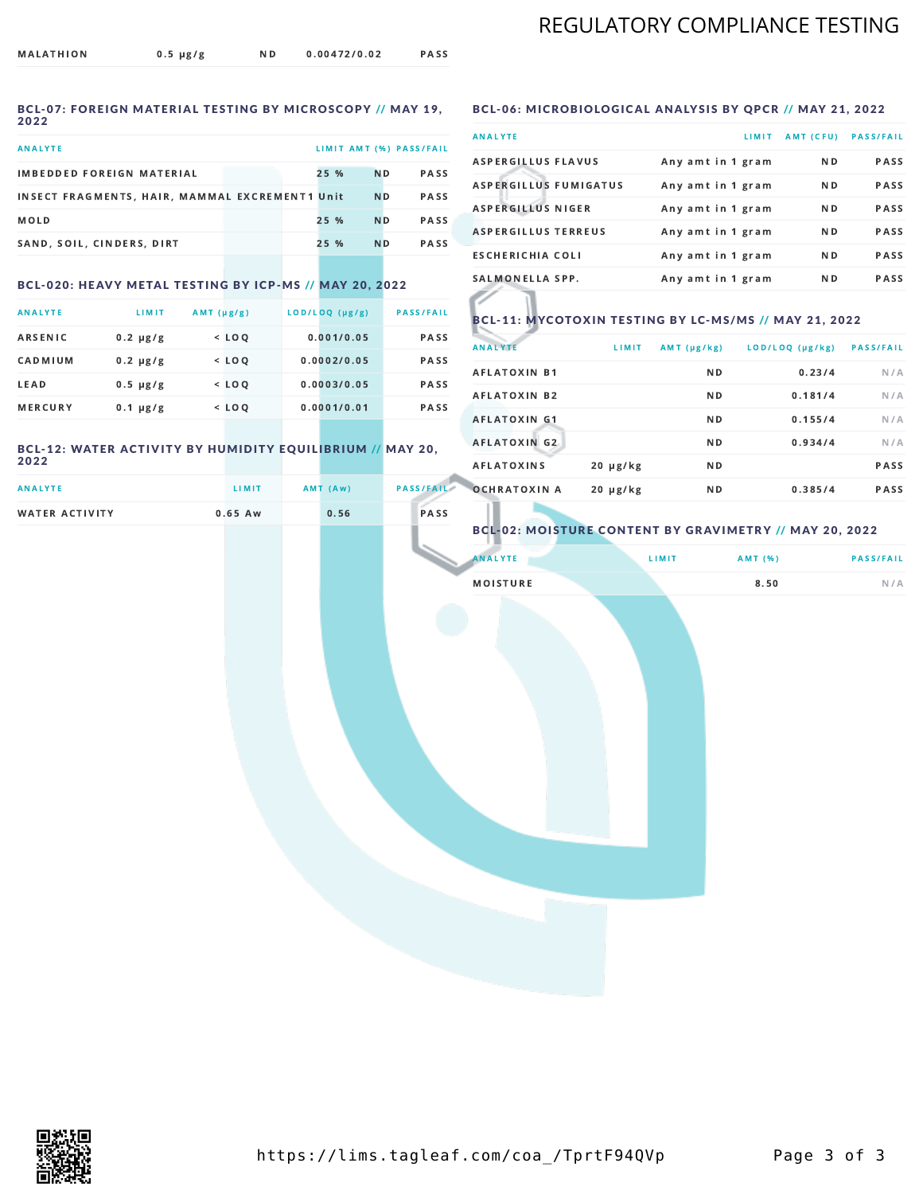# REGULATORY COMPLIANCE TESTING

| | | | | |
|---|---|---|---|---|
| MALATHION | 0.5 µg/g | ND | 0.00472/0.02 | PASS |

## BCL-07: FOREIGN MATERIAL TESTING BY MICROSCOPY // MAY 19, 2022

| ANALYTE | LIMIT | AMT (%) | PASS/FAIL |
|---|---|---|---|
| IMBEDDED FOREIGN MATERIAL | 25 % | ND | PASS |
| INSECT FRAGMENTS, HAIR, MAMMAL EXCREMENT | 1 Unit | ND | PASS |
| MOLD | 25 % | ND | PASS |
| SAND, SOIL, CINDERS, DIRT | 25 % | ND | PASS |

## BCL-020: HEAVY METAL TESTING BY ICP-MS // MAY 20, 2022

| ANALYTE | LIMIT | AMT (µg/g) | LOD/LOQ (µg/g) | PASS/FAIL |
|---|---|---|---|---|
| ARSENIC | 0.2 µg/g | < LOQ | 0.001/0.05 | PASS |
| CADMIUM | 0.2 µg/g | < LOQ | 0.0002/0.05 | PASS |
| LEAD | 0.5 µg/g | < LOQ | 0.0003/0.05 | PASS |
| MERCURY | 0.1 µg/g | < LOQ | 0.0001/0.01 | PASS |

## BCL-12: WATER ACTIVITY BY HUMIDITY EQUILIBRIUM // MAY 20, 2022

| ANALYTE | LIMIT | AMT (Aw) | PASS/FAIL |
|---|---|---|---|
| WATER ACTIVITY | 0.65 Aw | 0.56 | PASS |

## BCL-06: MICROBIOLOGICAL ANALYSIS BY QPCR // MAY 21, 2022

| ANALYTE | LIMIT | AMT (CFU) | PASS/FAIL |
|---|---|---|---|
| ASPERGILLUS FLAVUS | Any amt in 1 gram | ND | PASS |
| ASPERGILLUS FUMIGATUS | Any amt in 1 gram | ND | PASS |
| ASPERGILLUS NIGER | Any amt in 1 gram | ND | PASS |
| ASPERGILLUS TERREUS | Any amt in 1 gram | ND | PASS |
| ESCHERICHIA COLI | Any amt in 1 gram | ND | PASS |
| SALMONELLA SPP. | Any amt in 1 gram | ND | PASS |

## BCL-11: MYCOTOXIN TESTING BY LC-MS/MS // MAY 21, 2022

| ANALYTE | LIMIT | AMT (µg/kg) | LOD/LOQ (µg/kg) | PASS/FAIL |
|---|---|---|---|---|
| AFLATOXIN B1 | | ND | 0.23/4 | N/A |
| AFLATOXIN B2 | | ND | 0.181/4 | N/A |
| AFLATOXIN G1 | | ND | 0.155/4 | N/A |
| AFLATOXIN G2 | | ND | 0.934/4 | N/A |
| AFLATOXINS | 20 µg/kg | ND | | PASS |
| OCHRATOXIN A | 20 µg/kg | ND | 0.385/4 | PASS |

## BCL-02: MOISTURE CONTENT BY GRAVIMETRY // MAY 20, 2022

| ANALYTE | LIMIT | AMT (%) | PASS/FAIL |
|---|---|---|---|
| MOISTURE | | 8.50 | N/A |

https://lims.tagleaf.com/coa_/TprtF94QVp